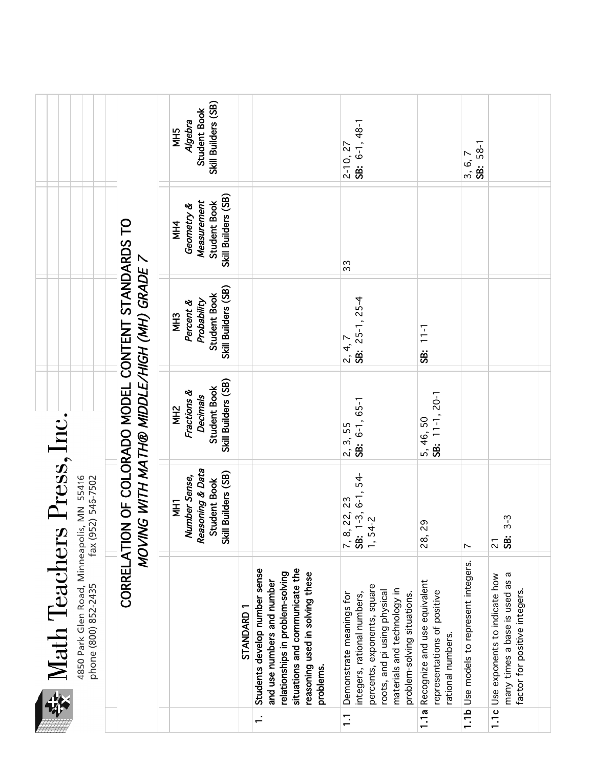# Math Teachers Press, Inc.

4850 Park Glen Road, Minneapolis, MN 55416
phone (800) 852-2435 fax (952) 546-7502

## CORRELATION OF COLORADO MODEL CONTENT STANDARDS TO *MOVING WITH MATH® MIDDLE/HIGH (MH) GRADE 7*

| | | MH1 *Number Sense, Reasoning & Data* Student Book Skill Builders (SB) | MH2 *Fractions & Decimals* Student Book Skill Builders (SB) | MH3 *Percent & Probability* Student Book Skill Builders (SB) | MH4 *Geometry & Measurement* Student Book Skill Builders (SB) | MH5 *Algebra* Student Book Skill Builders (SB) |
|---|---|---|---|---|---|---|
| | **STANDARD 1** | | | | | |
| 1. | **Students develop number sense and use numbers and number relationships in problem-solving situations and communicate the reasoning used in solving these problems.** | | | | | |
| 1.1 | Demonstrate meanings for integers, rational numbers, percents, exponents, square roots, and pi using physical materials and technology in problem-solving situations. | 7, 8, 22, 23 **SB:** 1-3, 6-1, 54-1, 54-2 | 2, 3, 55 **SB:** 6-1, 65-1 | 2, 4, 7 **SB:** 25-1, 25-4 | 33 | 2-10, 27 **SB:** 6-1, 48-1 |
| 1.1a | Recognize and use equivalent representations of positive rational numbers. | 28, 29 | 5, 46, 50 **SB:** 11-1, 20-1 | **SB:** 11-1 | | |
| 1.1b | Use models to represent integers. | 7 | | | | 3, 6, 7 **SB:** 58-1 |
| 1.1c | Use exponents to indicate how many times a base is used as a factor for positive integers. | 21 **SB:** 3-3 | | | | |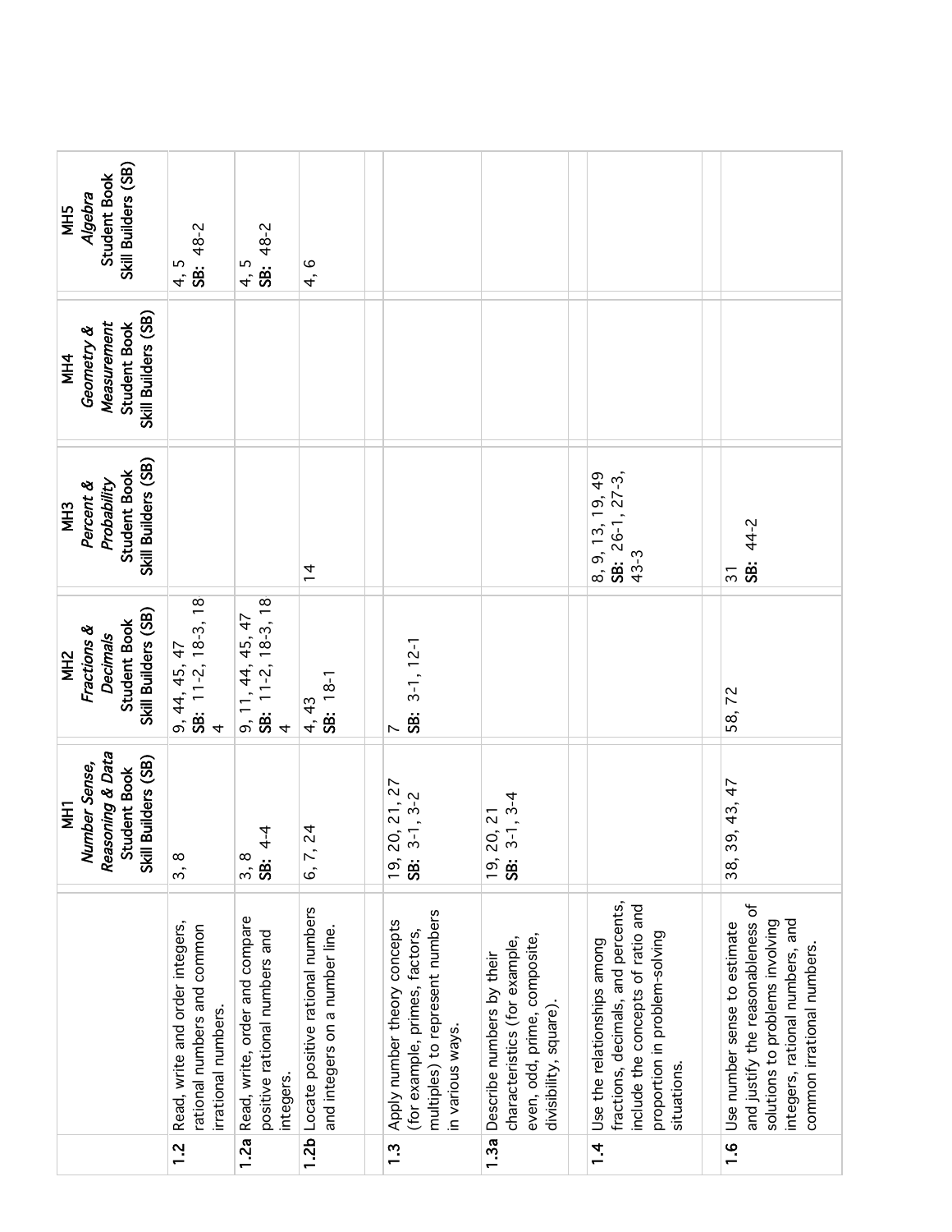| | | MH1 *Number Sense, Reasoning & Data* Student Book Skill Builders (SB) | MH2 *Fractions & Decimals* Student Book Skill Builders (SB) | MH3 *Percent & Probability* Student Book Skill Builders (SB) | MH4 *Geometry & Measurement* Student Book Skill Builders (SB) | MH5 *Algebra* Student Book Skill Builders (SB) |
|---|---|---|---|---|---|---|
| **1.2** | Read, write and order integers, rational numbers and common irrational numbers. | 3, 8 | 9, 44, 45, 47 **SB:** 11-2, 18-3, 18-4 | | | 4, 5 **SB:** 48-2 |
| **1.2a** | Read, write, order and compare positive rational numbers and integers. | 3, 8 **SB:** 4-4 | 9, 11, 44, 45, 47 **SB:** 11-2, 18-3, 18-4 | | | 4, 5 **SB:** 48-2 |
| **1.2b** | Locate positive rational numbers and integers on a number line. | 6, 7, 24 | 4, 43 **SB:** 18-1 | 14 | | 4, 6 |
| | | | | | | |
| **1.3** | Apply number theory concepts (for example, primes, factors, multiples) to represent numbers in various ways. | 19, 20, 21, 27 **SB:** 3-1, 3-2 | 7 **SB:** 3-1, 12-1 | | | |
| **1.3a** | Describe numbers by their characteristics (for example, even, odd, prime, composite, divisibility, square). | 19, 20, 21 **SB:** 3-1, 3-4 | | | | |
| | | | | | | |
| **1.4** | Use the relationships among fractions, decimals, and percents, include the concepts of ratio and proportion in problem-solving situations. | | | 8, 9, 13, 19, 49 **SB:** 26-1, 27-3, 43-3 | | |
| | | | | | | |
| **1.6** | Use number sense to estimate and justify the reasonableness of solutions to problems involving integers, rational numbers, and common irrational numbers. | 38, 39, 43, 47 | 58, 72 | 31 **SB:** 44-2 | | |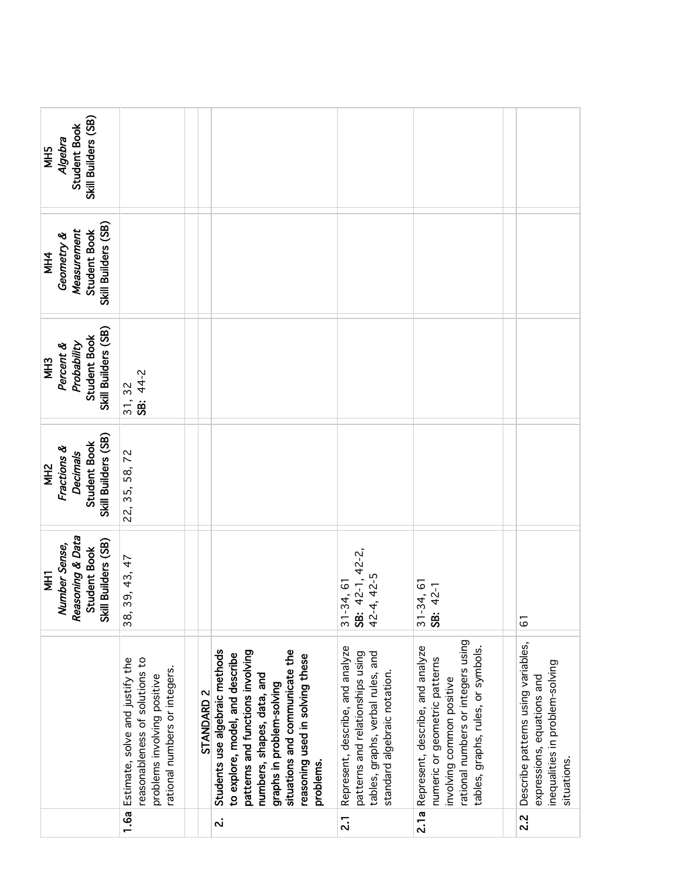| | | MH1 *Number Sense, Reasoning & Data* Student Book Skill Builders (SB) | MH2 *Fractions & Decimals* Student Book Skill Builders (SB) | MH3 *Percent & Probability* Student Book Skill Builders (SB) | MH4 *Geometry & Measurement* Student Book Skill Builders (SB) | MH5 *Algebra* Student Book Skill Builders (SB) |
|---|---|---|---|---|---|---|
| **1.6a** | Estimate, solve and justify the reasonableness of solutions to problems involving positive rational numbers or integers. | 38, 39, 43, 47 | 22, 35, 58, 72 | 31, 32 **SB:** 44-2 | | |
| | | | | | | |
| | **STANDARD 2** | | | | | |
| **2.** | **Students use algebraic methods to explore, model, and describe patterns and functions involving numbers, shapes, data, and graphs in problem-solving situations and communicate the reasoning used in solving these problems.** | | | | | |
| **2.1** | Represent, describe, and analyze patterns and relationships using tables, graphs, verbal rules, and standard algebraic notation. | 31-34, 61 **SB:** 42-1, 42-2, 42-4, 42-5 | | | | |
| **2.1a** | Represent, describe, and analyze numeric or geometric patterns involving common positive rational numbers or integers using tables, graphs, rules, or symbols. | 31-34, 61 **SB:** 42-1 | | | | |
| | | | | | | |
| **2.2** | Describe patterns using variables, expressions, equations and inequalities in problem-solving situations. | 61 | | | | |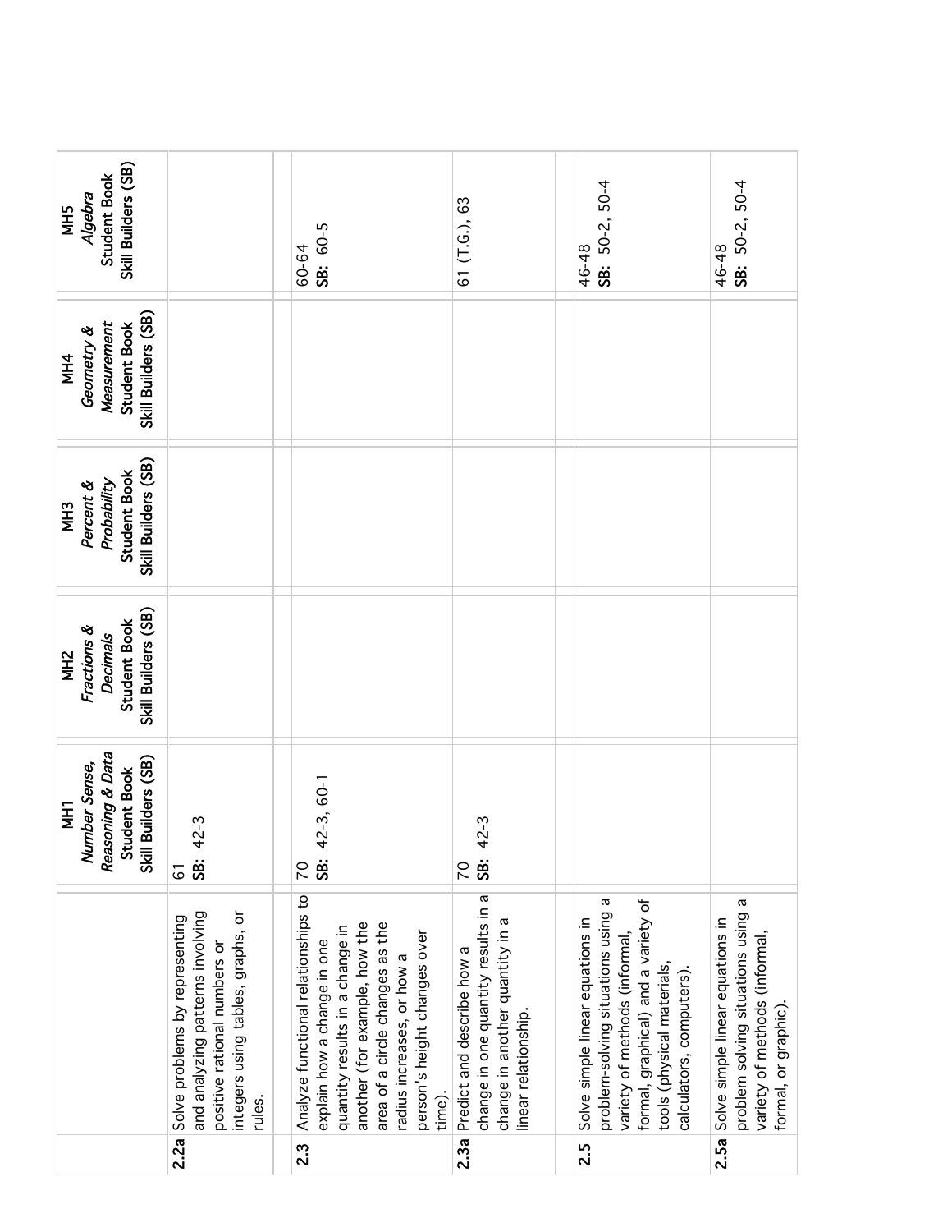| | | MH1 *Number Sense, Reasoning & Data* Student Book Skill Builders (SB) | MH2 *Fractions & Decimals* Student Book Skill Builders (SB) | MH3 *Percent & Probability* Student Book Skill Builders (SB) | MH4 *Geometry & Measurement* Student Book Skill Builders (SB) | MH5 *Algebra* Student Book Skill Builders (SB) |
|---|---|---|---|---|---|---|
| **2.2a** | Solve problems by representing and analyzing patterns involving positive rational numbers or integers using tables, graphs, or rules. | 61 **SB:** 42-3 | | | | |
| | | | | | | |
| **2.3** | Analyze functional relationships to explain how a change in one quantity results in a change in another (for example, how the area of a circle changes as the radius increases, or how a person's height changes over time). | 70 **SB:** 42-3, 60-1 | | | | 60-64 **SB:** 60-5 |
| **2.3a** | Predict and describe how a change in one quantity results in a change in another quantity in a linear relationship. | 70 **SB:** 42-3 | | | | 61 (T.G.), 63 |
| | | | | | | |
| **2.5** | Solve simple linear equations in problem-solving situations using a variety of methods (informal, formal, graphical) and a variety of tools (physical materials, calculators, computers). | | | | | 46-48 **SB:** 50-2, 50-4 |
| **2.5a** | Solve simple linear equations in problem solving situations using a variety of methods (informal, formal, or graphic). | | | | | 46-48 **SB:** 50-2, 50-4 |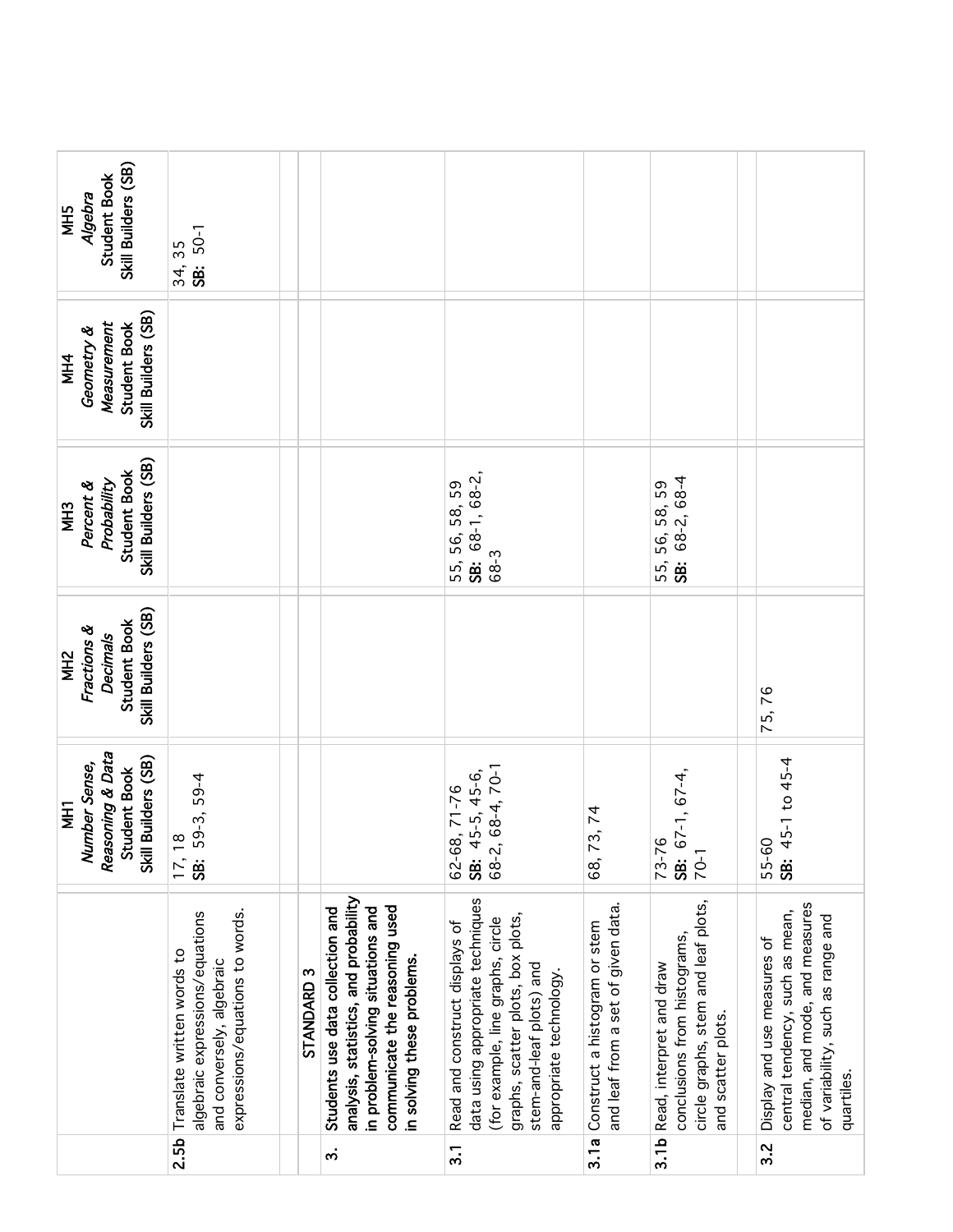| | | MH1 *Number Sense, Reasoning & Data* Student Book Skill Builders (SB) | MH2 *Fractions & Decimals* Student Book Skill Builders (SB) | MH3 *Percent & Probability* Student Book Skill Builders (SB) | MH4 *Geometry & Measurement* Student Book Skill Builders (SB) | MH5 *Algebra* Student Book Skill Builders (SB) |
|---|---|---|---|---|---|---|
| **2.5b** | Translate written words to algebraic expressions/equations and conversely, algebraic expressions/equations to words. | 17, 18<br>**SB:** 59-3, 59-4 | | | | 34, 35<br>**SB:** 50-1 |
| | | | | | | |
| | **STANDARD 3** | | | | | |
| **3.** | **Students use data collection and analysis, statistics, and probability in problem-solving situations and communicate the reasoning used in solving these problems.** | | | | | |
| **3.1** | Read and construct displays of data using appropriate techniques (for example, line graphs, circle graphs, scatter plots, box plots, stem-and-leaf plots) and appropriate technology. | 62-68, 71-76<br>**SB:** 45-5, 45-6, 68-2, 68-4, 70-1 | | 55, 56, 58, 59<br>**SB:** 68-1, 68-2, 68-3 | | |
| **3.1a** | Construct a histogram or stem and leaf from a set of given data. | 68, 73, 74 | | | | |
| **3.1b** | Read, interpret and draw conclusions from histograms, circle graphs, stem and leaf plots, and scatter plots. | 73-76<br>**SB:** 67-1, 67-4, 70-1 | | 55, 56, 58, 59<br>**SB:** 68-2, 68-4 | | |
| | | | | | | |
| **3.2** | Display and use measures of central tendency, such as mean, median, and mode, and measures of variability, such as range and quartiles. | 55-60<br>**SB:** 45-1 to 45-4 | 75, 76 | | | |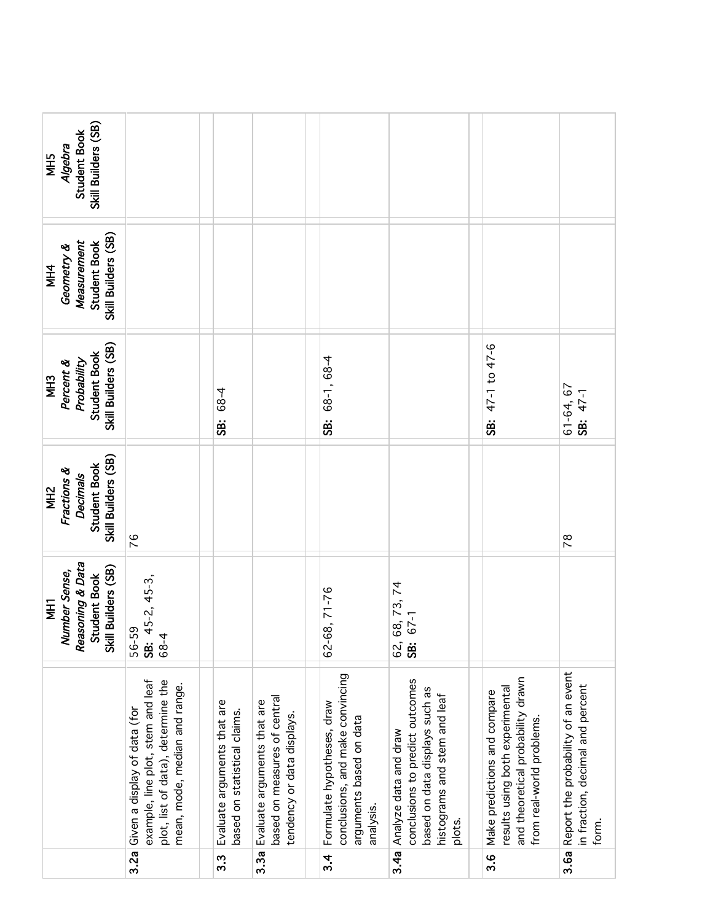| | | MH1 *Number Sense, Reasoning & Data* Student Book Skill Builders (SB) | MH2 *Fractions & Decimals* Student Book Skill Builders (SB) | MH3 *Percent & Probability* Student Book Skill Builders (SB) | MH4 *Geometry & Measurement* Student Book Skill Builders (SB) | MH5 *Algebra* Student Book Skill Builders (SB) |
|---|---|---|---|---|---|---|
| **3.2a** | Given a display of data (for example, line plot, stem and leaf plot, list of data), determine the mean, mode, median and range. | 56-59 **SB:** 45-2, 45-3, 68-4 | 76 | | | |
| | | | | | | |
| **3.3** | Evaluate arguments that are based on statistical claims. | | | **SB:** 68-4 | | |
| **3.3a** | Evaluate arguments that are based on measures of central tendency or data displays. | | | | | |
| | | | | | | |
| **3.4** | Formulate hypotheses, draw conclusions, and make convincing arguments based on data analysis. | 62-68, 71-76 | | **SB:** 68-1, 68-4 | | |
| **3.4a** | Analyze data and draw conclusions to predict outcomes based on data displays such as histograms and stem and leaf plots. | 62, 68, 73, 74 **SB:** 67-1 | | | | |
| | | | | | | |
| **3.6** | Make predictions and compare results using both experimental and theoretical probability drawn from real-world problems. | | | **SB:** 47-1 to 47-6 | | |
| **3.6a** | Report the probability of an event in fraction, decimal and percent form. | | 78 | 61-64, 67 **SB:** 47-1 | | |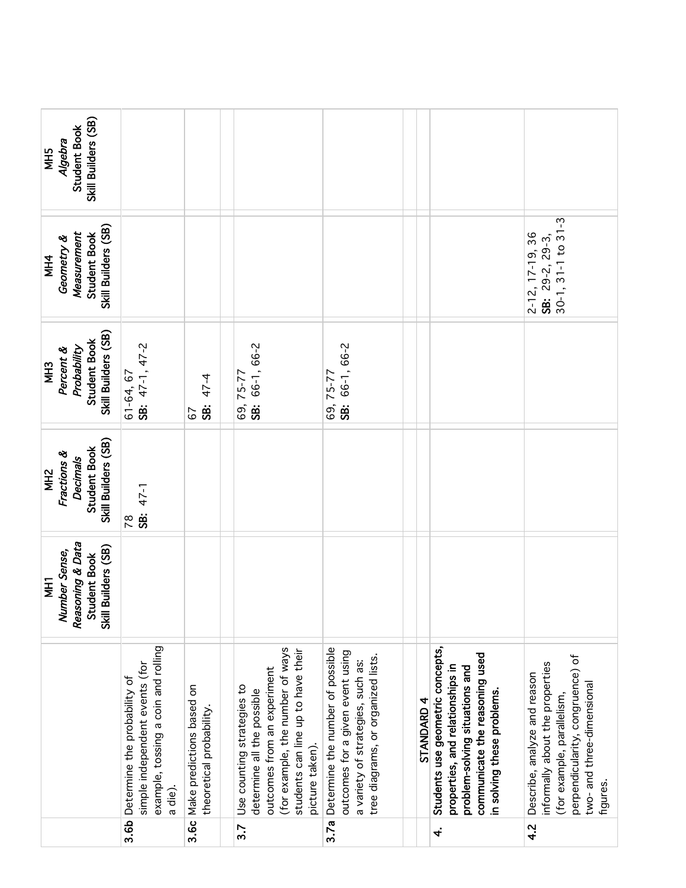| | | MH1 *Number Sense, Reasoning & Data* Student Book Skill Builders (SB) | MH2 *Fractions & Decimals* Student Book Skill Builders (SB) | MH3 *Percent & Probability* Student Book Skill Builders (SB) | MH4 *Geometry & Measurement* Student Book Skill Builders (SB) | MH5 *Algebra* Student Book Skill Builders (SB) |
|---|---|---|---|---|---|---|
| **3.6b** | Determine the probability of simple independent events (for example, tossing a coin and rolling a die). | | 78 **SB:** 47-1 | 61-64, 67 **SB:** 47-1, 47-2 | | |
| **3.6c** | Make predictions based on theoretical probability. | | | 67 **SB:** 47-4 | | |
| | | | | | | |
| **3.7** | Use counting strategies to determine all the possible outcomes from an experiment (for example, the number of ways students can line up to have their picture taken). | | | 69, 75-77 **SB:** 66-1, 66-2 | | |
| **3.7a** | Determine the number of possible outcomes for a given event using a variety of strategies, such as: tree diagrams, or organized lists. | | | 69, 75-77 **SB:** 66-1, 66-2 | | |
| | | | | | | |
| | **STANDARD 4** | | | | | |
| **4.** | **Students use geometric concepts, properties, and relationships in problem-solving situations and communicate the reasoning used in solving these problems.** | | | | | |
| **4.2** | Describe, analyze and reason informally about the properties (for example, parallelism, perpendicularity, congruence) of two- and three-dimensional figures. | | | | 2-12, 17-19, 36 **SB:** 29-2, 29-3, 30-1, 31-1 to 31-3 | |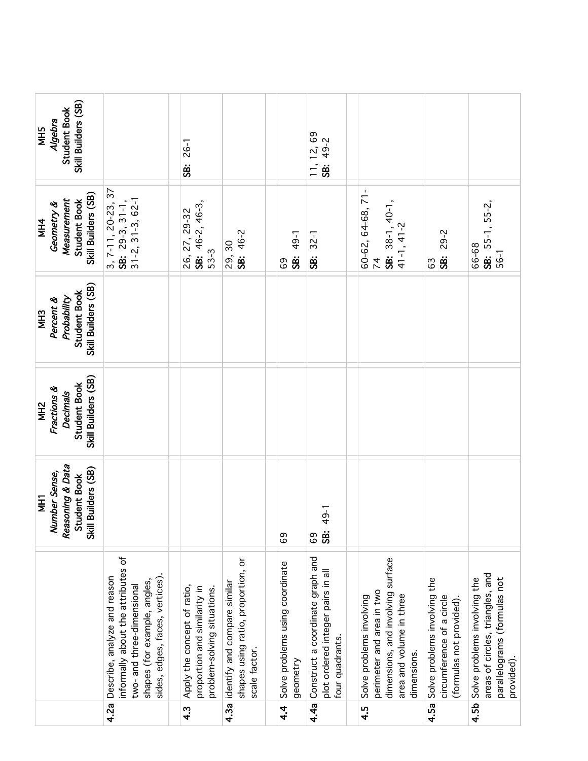| | | MH1 *Number Sense, Reasoning & Data* Student Book Skill Builders (SB) | MH2 *Fractions & Decimals* Student Book Skill Builders (SB) | MH3 *Percent & Probability* Student Book Skill Builders (SB) | MH4 *Geometry & Measurement* Student Book Skill Builders (SB) | MH5 *Algebra* Student Book Skill Builders (SB) |
|---|---|---|---|---|---|---|
| **4.2a** | Describe, analyze and reason informally about the attributes of two- and three-dimensional shapes (for example, angles, sides, edges, faces, vertices). | | | | 3, 7-11, 20-23, 37 **SB:** 29-3, 31-1, 31-2, 31-3, 62-1 | |
| | | | | | | |
| **4.3** | Apply the concept of ratio, proportion and similarity in problem-solving situations. | | | | 26, 27, 29-32 **SB:** 46-2, 46-3, 53-3 | **SB:** 26-1 |
| **4.3a** | Identify and compare similar shapes using ratio, proportion, or scale factor. | | | | 29, 30 **SB:** 46-2 | |
| | | | | | | |
| **4.4** | Solve problems using coordinate geometry | 69 | | | 69 **SB:** 49-1 | |
| **4.4a** | Construct a coordinate graph and plot ordered integer pairs in all four quadrants. | 69 **SB:** 49-1 | | | **SB:** 32-1 | 11, 12, 69 **SB:** 49-2 |
| | | | | | | |
| **4.5** | Solve problems involving perimeter and area in two dimensions, and involving surface area and volume in three dimensions. | | | | 60-62, 64-68, 71-74 **SB:** 38-1, 40-1, 41-1, 41-2 | |
| **4.5a** | Solve problems involving the circumference of a circle (formulas not provided). | | | | 63 **SB:** 29-2 | |
| **4.5b** | Solve problems involving the areas of circles, triangles, and parallelograms (formulas not provided). | | | | 66-68 **SB:** 55-1, 55-2, 56-1 | |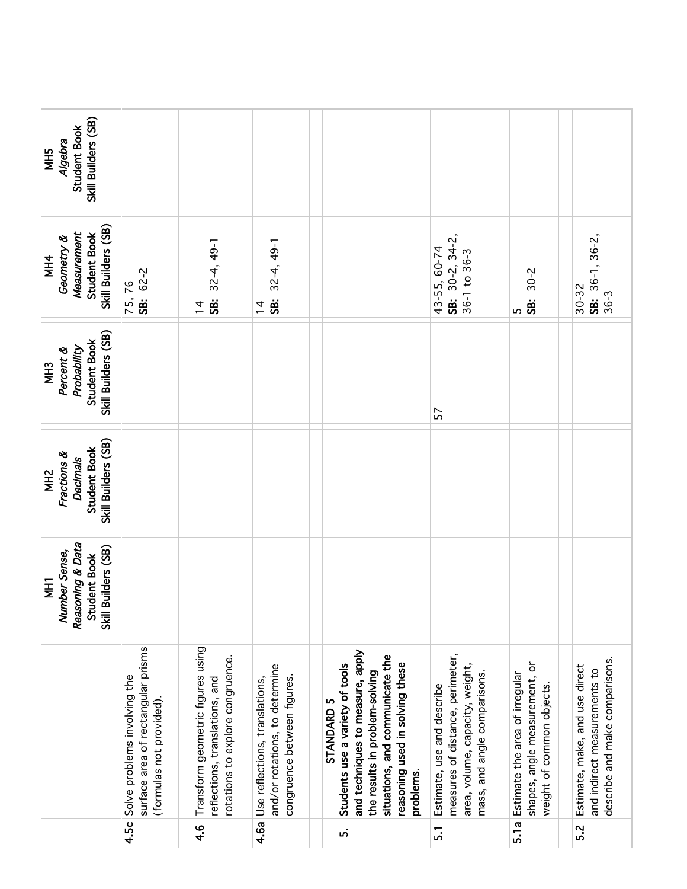| | | MH1 *Number Sense, Reasoning & Data* Student Book Skill Builders (SB) | MH2 *Fractions & Decimals* Student Book Skill Builders (SB) | MH3 *Percent & Probability* Student Book Skill Builders (SB) | MH4 *Geometry & Measurement* Student Book Skill Builders (SB) | MH5 *Algebra* Student Book Skill Builders (SB) |
|---|---|---|---|---|---|---|
| **4.5c** | Solve problems involving the surface area of rectangular prisms (formulas not provided). | | | | 75, 76 **SB:** 62-2 | |
| **4.6** | Transform geometric figures using reflections, translations, and rotations to explore congruence. | | | | 14 **SB:** 32-4, 49-1 | |
| **4.6a** | Use reflections, translations, and/or rotations, to determine congruence between figures. | | | | 14 **SB:** 32-4, 49-1 | |
| | **STANDARD 5** | | | | | |
| **5.** | **Students use a variety of tools and techniques to measure, apply the results in problem-solving situations, and communicate the reasoning used in solving these problems.** | | | | | |
| **5.1** | Estimate, use and describe measures of distance, perimeter, area, volume, capacity, weight, mass, and angle comparisons. | | | 57 | 43-55, 60-74 **SB:** 30-2, 34-2, 36-1 to 36-3 | |
| **5.1a** | Estimate the area of irregular shapes, angle measurement, or weight of common objects. | | | | 5 **SB:** 30-2 | |
| **5.2** | Estimate, make, and use direct and indirect measurements to describe and make comparisons. | | | | 30-32 **SB:** 36-1, 36-2, 36-3 | |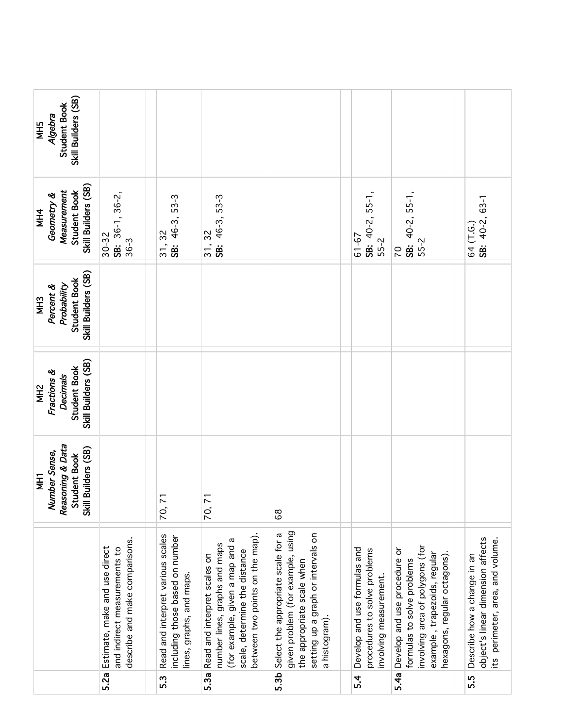| | | MH1 *Number Sense, Reasoning & Data* Student Book Skill Builders (SB) | MH2 *Fractions & Decimals* Student Book Skill Builders (SB) | MH3 *Percent & Probability* Student Book Skill Builders (SB) | MH4 *Geometry & Measurement* Student Book Skill Builders (SB) | MH5 *Algebra* Student Book Skill Builders (SB) |
|---|---|---|---|---|---|---|
| **5.2a** | Estimate, make and use direct and indirect measurements to describe and make comparisons. | | | | 30-32 **SB:** 36-1, 36-2, 36-3 | |
| | | | | | | |
| **5.3** | Read and interpret various scales including those based on number lines, graphs, and maps. | 70, 71 | | | 31, 32 **SB:** 46-3, 53-3 | |
| **5.3a** | Read and interpret scales on number lines, graphs and maps (for example, given a map and a scale, determine the distance between two points on the map). | 70, 71 | | | 31, 32 **SB:** 46-3, 53-3 | |
| **5.3b** | Select the appropriate scale for a given problem (for example, using the appropriate scale when setting up a graph or intervals on a histogram). | 68 | | | | |
| | | | | | | |
| **5.4** | Develop and use formulas and procedures to solve problems involving measurement. | | | | 61-67 **SB:** 40-2, 55-1, 55-2 | |
| **5.4a** | Develop and use procedure or formulas to solve problems involving area of polygons (for example , trapezoids, regular hexagons, regular octagons). | | | | 70 **SB:** 40-2, 55-1, 55-2 | |
| | | | | | | |
| **5.5** | Describe how a change in an object's linear dimension affects its perimeter, area, and volume. | | | | 64 (T.G.) **SB:** 40-2, 63-1 | |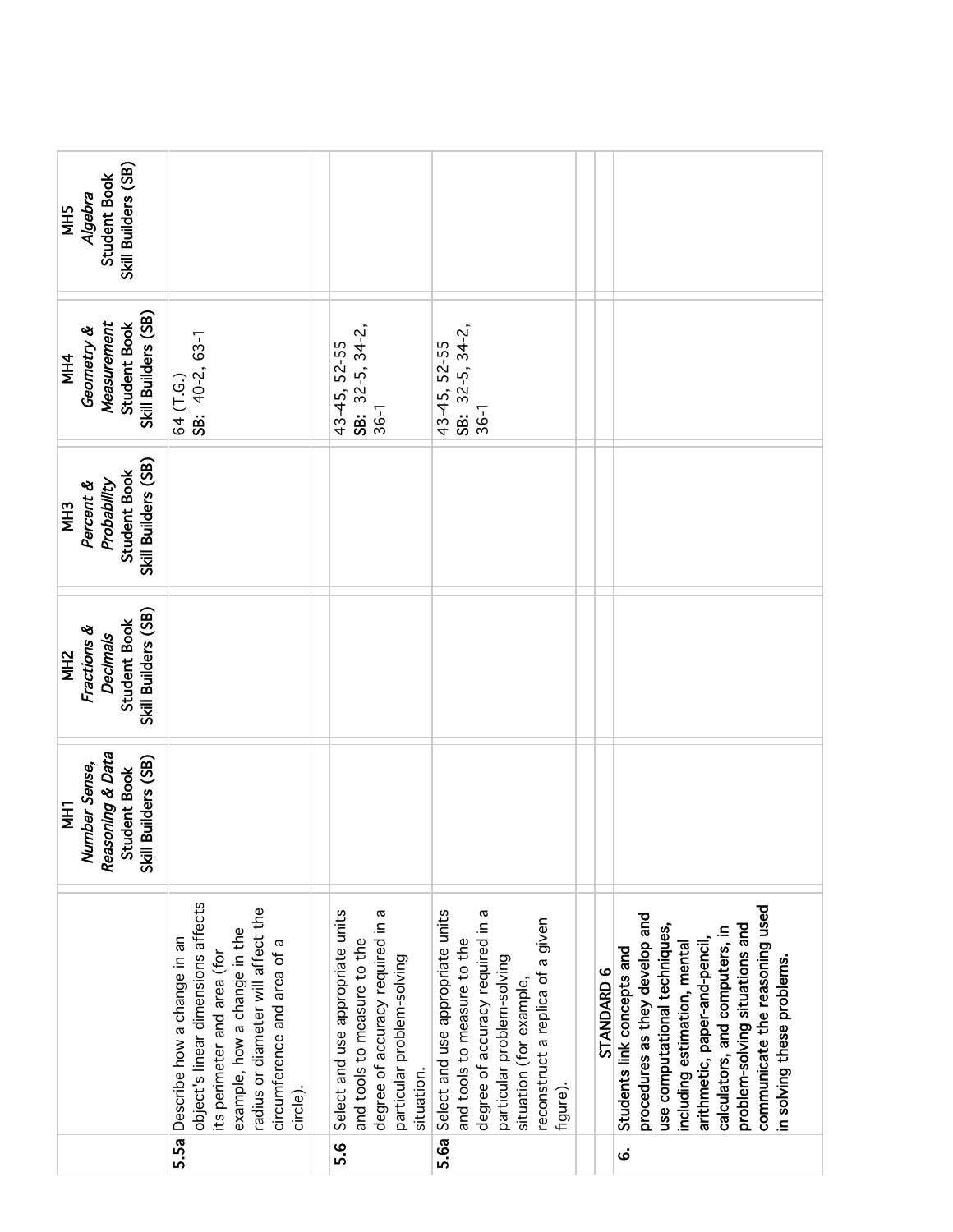| | | MH1 *Number Sense, Reasoning & Data* Student Book Skill Builders (SB) | MH2 *Fractions & Decimals* Student Book Skill Builders (SB) | MH3 *Percent & Probability* Student Book Skill Builders (SB) | MH4 *Geometry & Measurement* Student Book Skill Builders (SB) | MH5 *Algebra* Student Book Skill Builders (SB) |
|---|---|---|---|---|---|---|
| **5.5a** | Describe how a change in an object's linear dimensions affects its perimeter and area (for example, how a change in the radius or diameter will affect the circumference and area of a circle). | | | | 64 (T.G.) **SB:** 40-2, 63-1 | |
| | | | | | | |
| **5.6** | Select and use appropriate units and tools to measure to the degree of accuracy required in a particular problem-solving situation. | | | | 43-45, 52-55 **SB:** 32-5, 34-2, 36-1 | |
| **5.6a** | Select and use appropriate units and tools to measure to the degree of accuracy required in a particular problem-solving situation (for example, reconstruct a replica of a given figure). | | | | 43-45, 52-55 **SB:** 32-5, 34-2, 36-1 | |
| | | | | | | |
| | **STANDARD 6** | | | | | |
| **6.** | **Students link concepts and procedures as they develop and use computational techniques, including estimation, mental arithmetic, paper-and-pencil, calculators, and computers, in problem-solving situations and communicate the reasoning used in solving these problems.** | | | | | |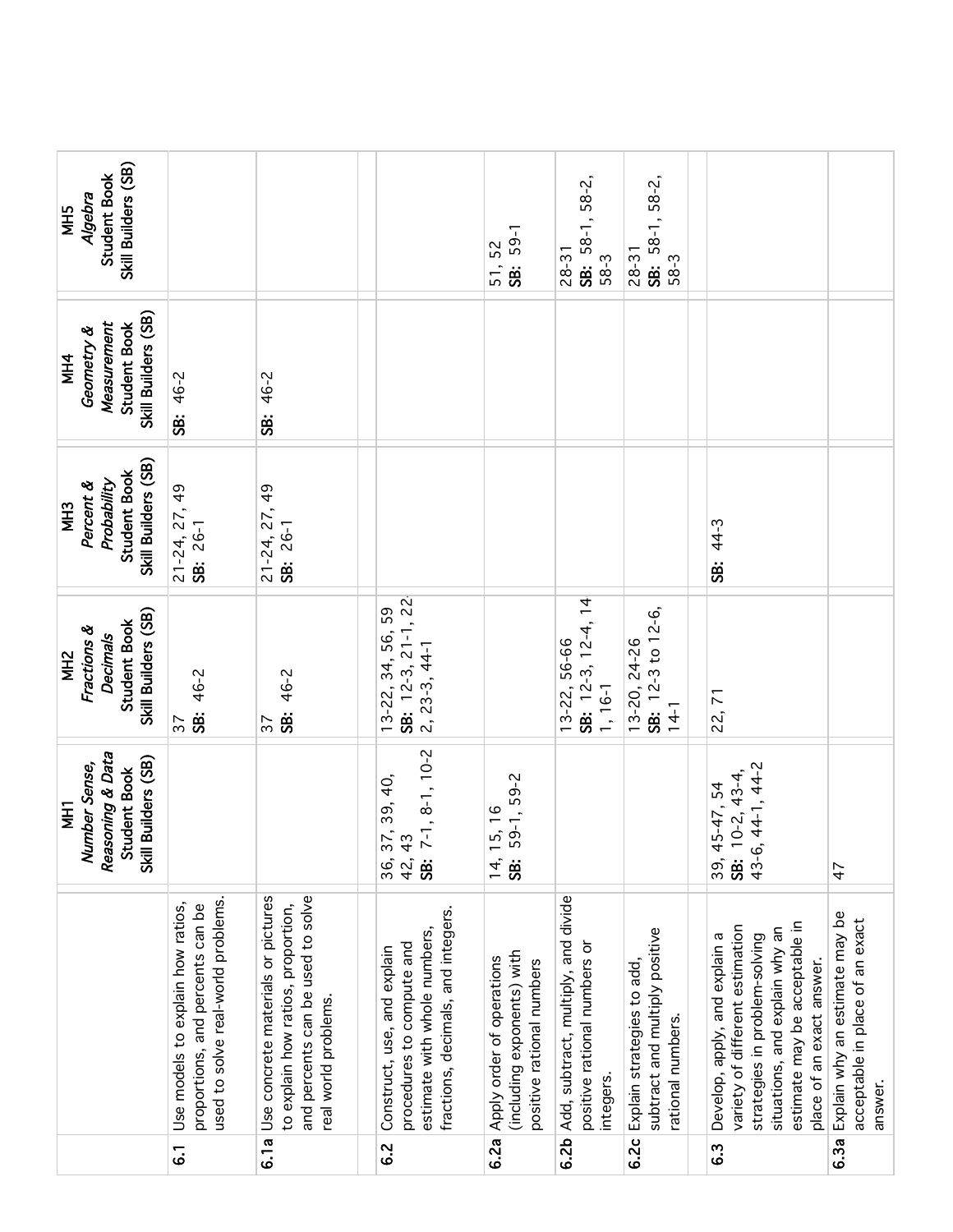| | | MH1 *Number Sense, Reasoning & Data* Student Book Skill Builders (SB) | MH2 *Fractions & Decimals* Student Book Skill Builders (SB) | MH3 *Percent & Probability* Student Book Skill Builders (SB) | MH4 *Geometry & Measurement* Student Book Skill Builders (SB) | MH5 *Algebra* Student Book Skill Builders (SB) |
|---|---|---|---|---|---|---|
| **6.1** | Use models to explain how ratios, proportions, and percents can be used to solve real-world problems. | | 37 **SB:** 46-2 | 21-24, 27, 49 **SB:** 26-1 | **SB:** 46-2 | |
| **6.1a** | Use concrete materials or pictures to explain how ratios, proportion, and percents can be used to solve real world problems. | | 37 **SB:** 46-2 | 21-24, 27, 49 **SB:** 26-1 | **SB:** 46-2 | |
| | | | | | | |
| **6.2** | Construct, use, and explain procedures to compute and estimate with whole numbers, fractions, decimals, and integers. | 36, 37, 39, 40, 42, 43 **SB:** 7-1, 8-1, 10-2 | 13-22, 34, 56, 59 **SB:** 12-3, 21-1, 22-2, 23-3, 44-1 | | | |
| **6.2a** | Apply order of operations (including exponents) with positive rational numbers | 14, 15, 16 **SB:** 59-1, 59-2 | | | | 51, 52 **SB:** 59-1 |
| **6.2b** | Add, subtract, multiply, and divide positive rational numbers or integers. | | 13-22, 56-66 **SB:** 12-3, 12-4, 14-1, 16-1 | | | 28-31 **SB:** 58-1, 58-2, 58-3 |
| **6.2c** | Explain strategies to add, subtract and multiply positive rational numbers. | | 13-20, 24-26 **SB:** 12-3 to 12-6, 14-1 | | | 28-31 **SB:** 58-1, 58-2, 58-3 |
| | | | | | | |
| **6.3** | Develop, apply, and explain a variety of different estimation strategies in problem-solving situations, and explain why an estimate may be acceptable in place of an exact answer. | 39, 45-47, 54 **SB:** 10-2, 43-4, 43-6, 44-1, 44-2 | 22, 71 | **SB:** 44-3 | | |
| **6.3a** | Explain why an estimate may be acceptable in place of an exact answer. | 47 | | | | |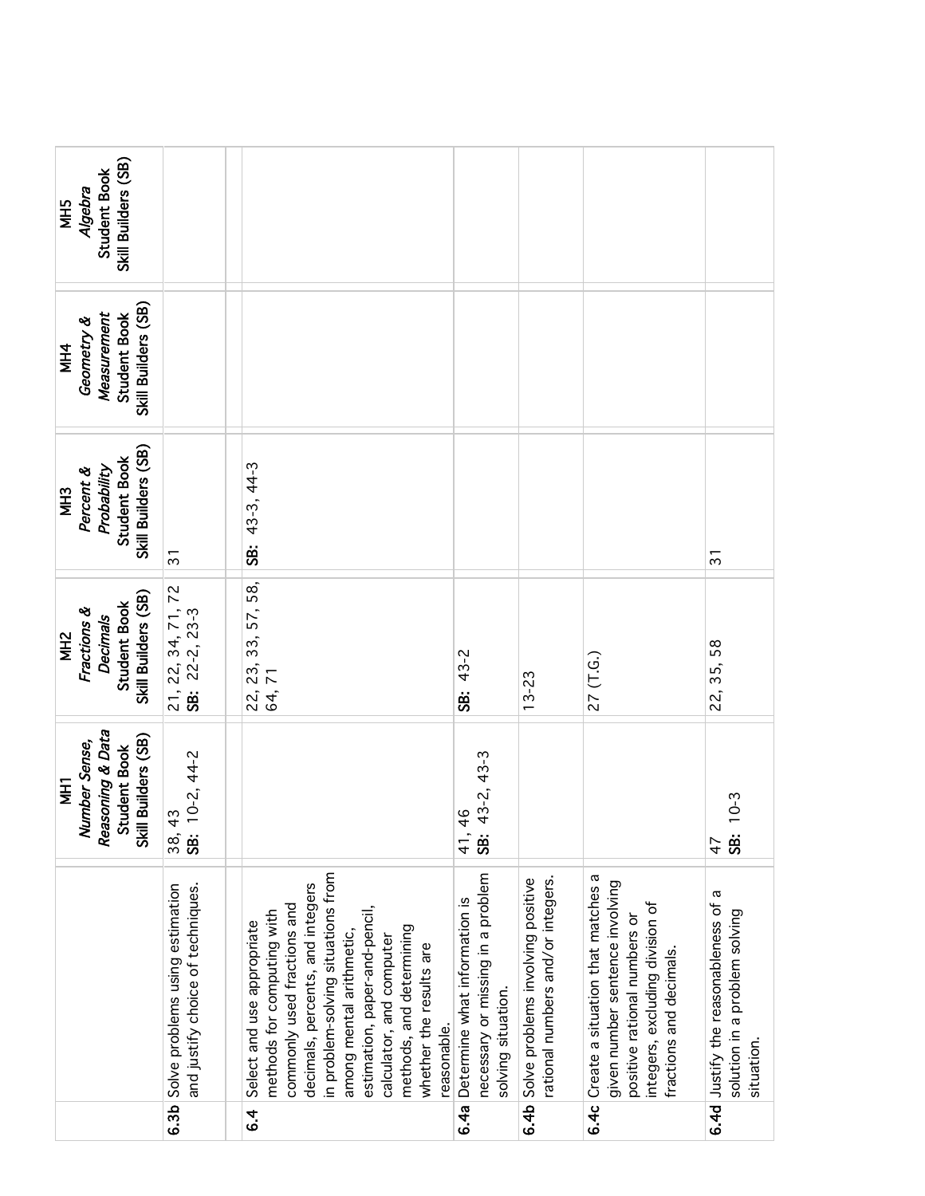| | | MH1 *Number Sense, Reasoning & Data* Student Book Skill Builders (SB) | MH2 *Fractions & Decimals* Student Book Skill Builders (SB) | MH3 *Percent & Probability* Student Book Skill Builders (SB) | MH4 *Geometry & Measurement* Student Book Skill Builders (SB) | MH5 *Algebra* Student Book Skill Builders (SB) |
|---|---|---|---|---|---|---|
| **6.3b** | Solve problems using estimation and justify choice of techniques. | 38, 43 **SB:** 10-2, 44-2 | 21, 22, 34, 71, 72 **SB:** 22-2, 23-3 | 31 | | |
| | | | | | | |
| **6.4** | Select and use appropriate methods for computing with commonly used fractions and decimals, percents, and integers in problem-solving situations from among mental arithmetic, estimation, paper-and-pencil, calculator, and computer methods, and determining whether the results are reasonable. | | 22, 23, 33, 57, 58, 64, 71 | **SB:** 43-3, 44-3 | | |
| **6.4a** | Determine what information is necessary or missing in a problem solving situation. | 41, 46 **SB:** 43-2, 43-3 | **SB:** 43-2 | | | |
| **6.4b** | Solve problems involving positive rational numbers and/or integers. | | 13-23 | | | |
| **6.4c** | Create a situation that matches a given number sentence involving positive rational numbers or integers, excluding division of fractions and decimals. | | 27 (T.G.) | | | |
| **6.4d** | Justify the reasonableness of a solution in a problem solving situation. | 47 **SB:** 10-3 | 22, 35, 58 | 31 | | |